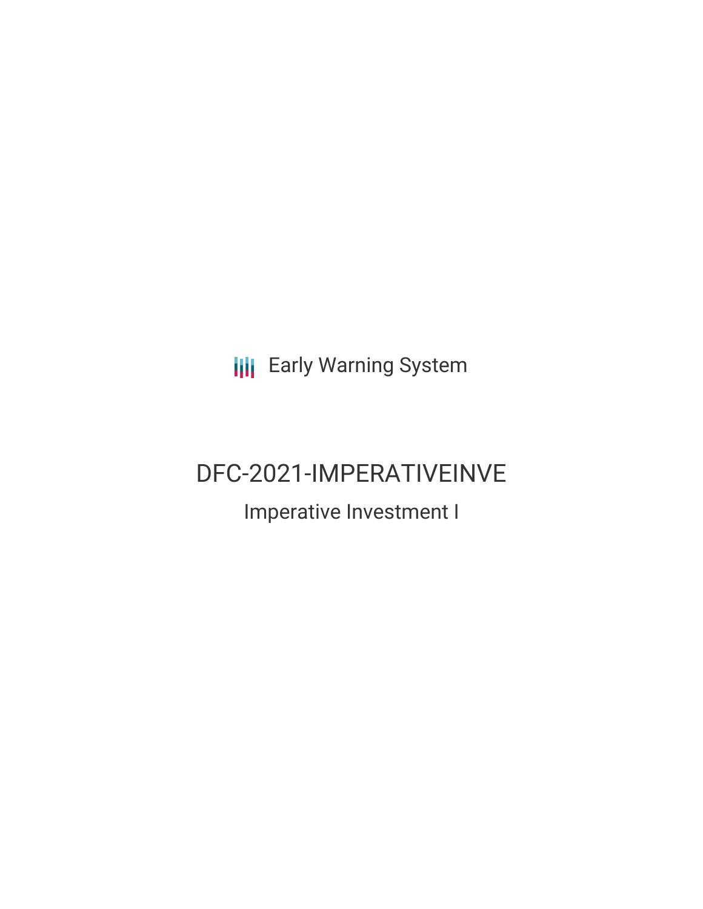Early Warning System

# DFC-2021-IMPERATIVEINVE

## Imperative Investment I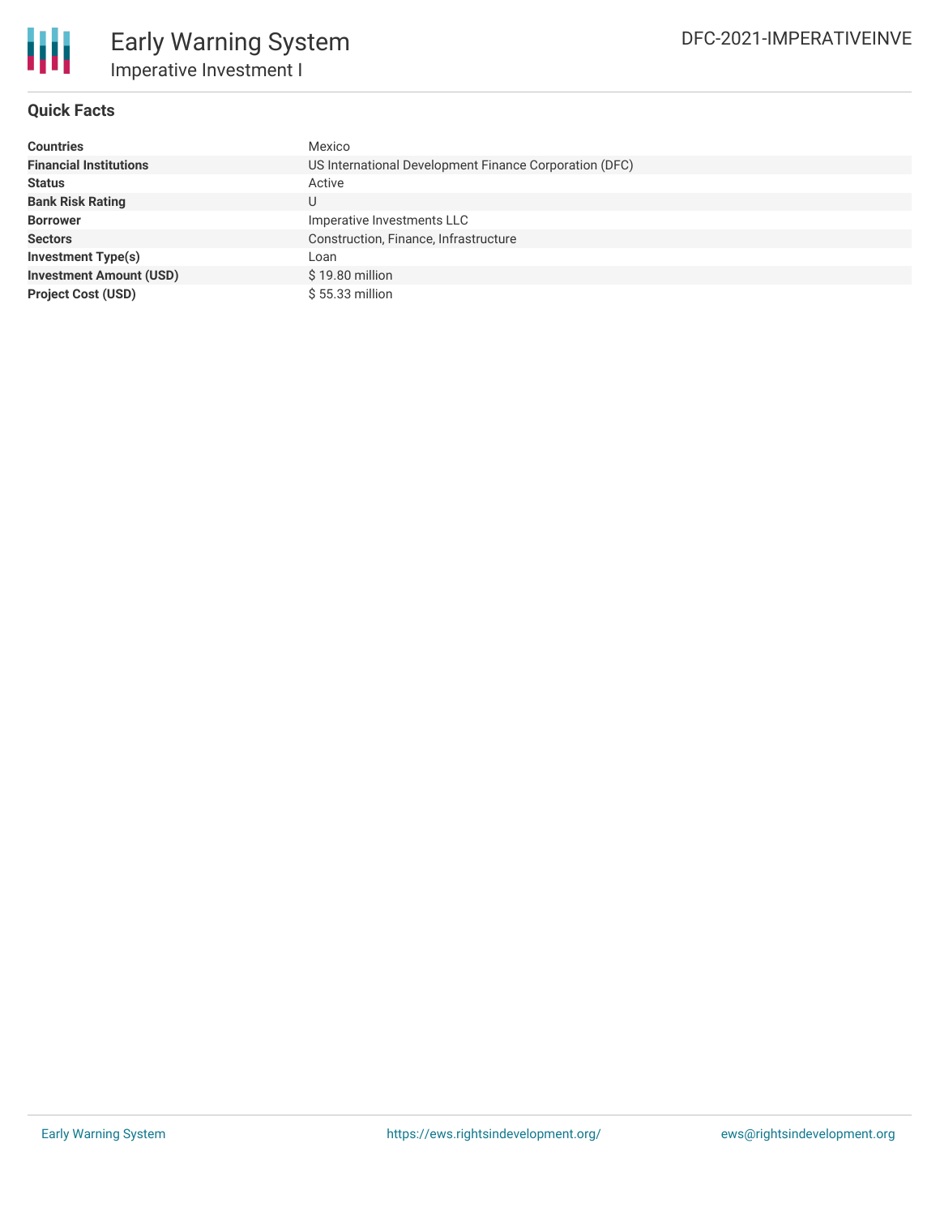# Early Warning System

## Imperative Investment I

DFC-2021-IMPERATIVEINVE

### Quick Facts

| | |
|---|---|
| **Countries** | Mexico |
| **Financial Institutions** | US International Development Finance Corporation (DFC) |
| **Status** | Active |
| **Bank Risk Rating** | U |
| **Borrower** | Imperative Investments LLC |
| **Sectors** | Construction, Finance, Infrastructure |
| **Investment Type(s)** | Loan |
| **Investment Amount (USD)** | $ 19.80 million |
| **Project Cost (USD)** | $ 55.33 million |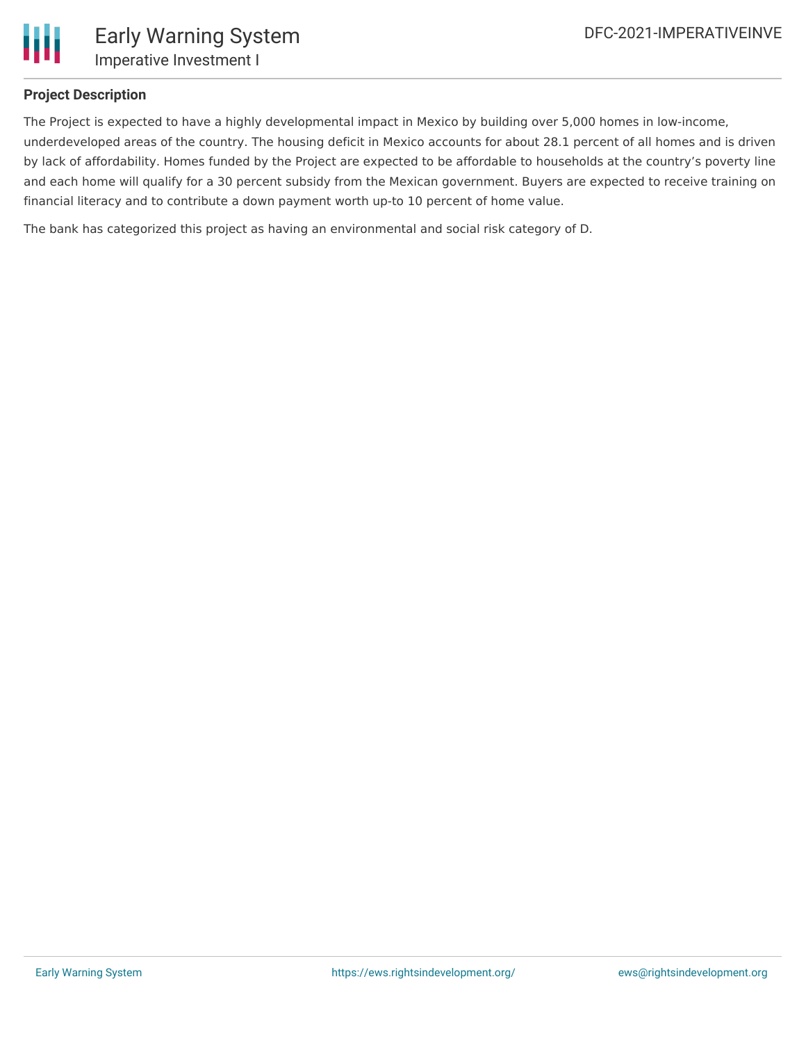**Project Description**

The Project is expected to have a highly developmental impact in Mexico by building over 5,000 homes in low-income, underdeveloped areas of the country. The housing deficit in Mexico accounts for about 28.1 percent of all homes and is driven by lack of affordability. Homes funded by the Project are expected to be affordable to households at the country's poverty line and each home will qualify for a 30 percent subsidy from the Mexican government. Buyers are expected to receive training on financial literacy and to contribute a down payment worth up-to 10 percent of home value.

The bank has categorized this project as having an environmental and social risk category of D.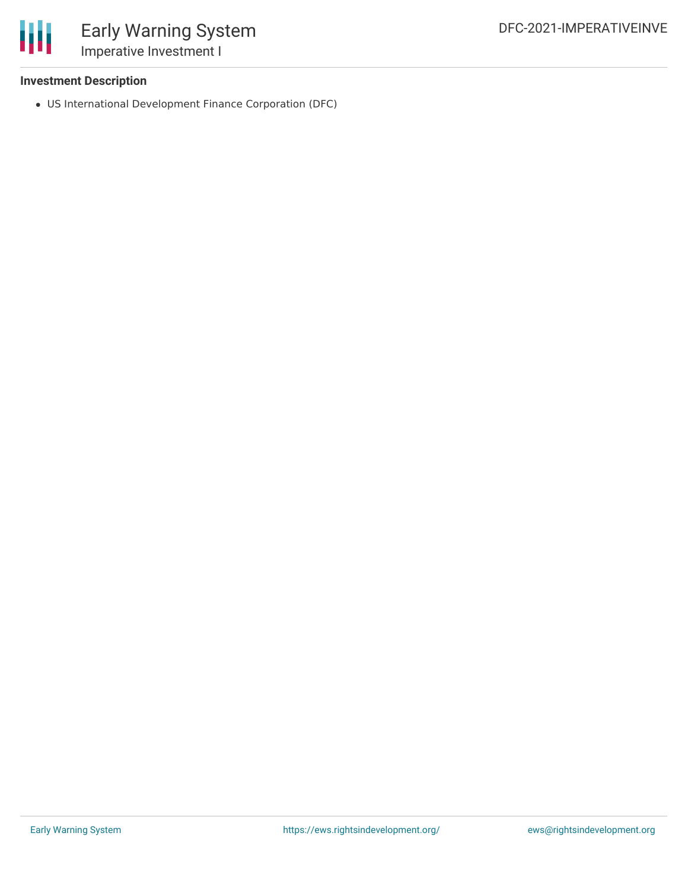**Investment Description**

- US International Development Finance Corporation (DFC)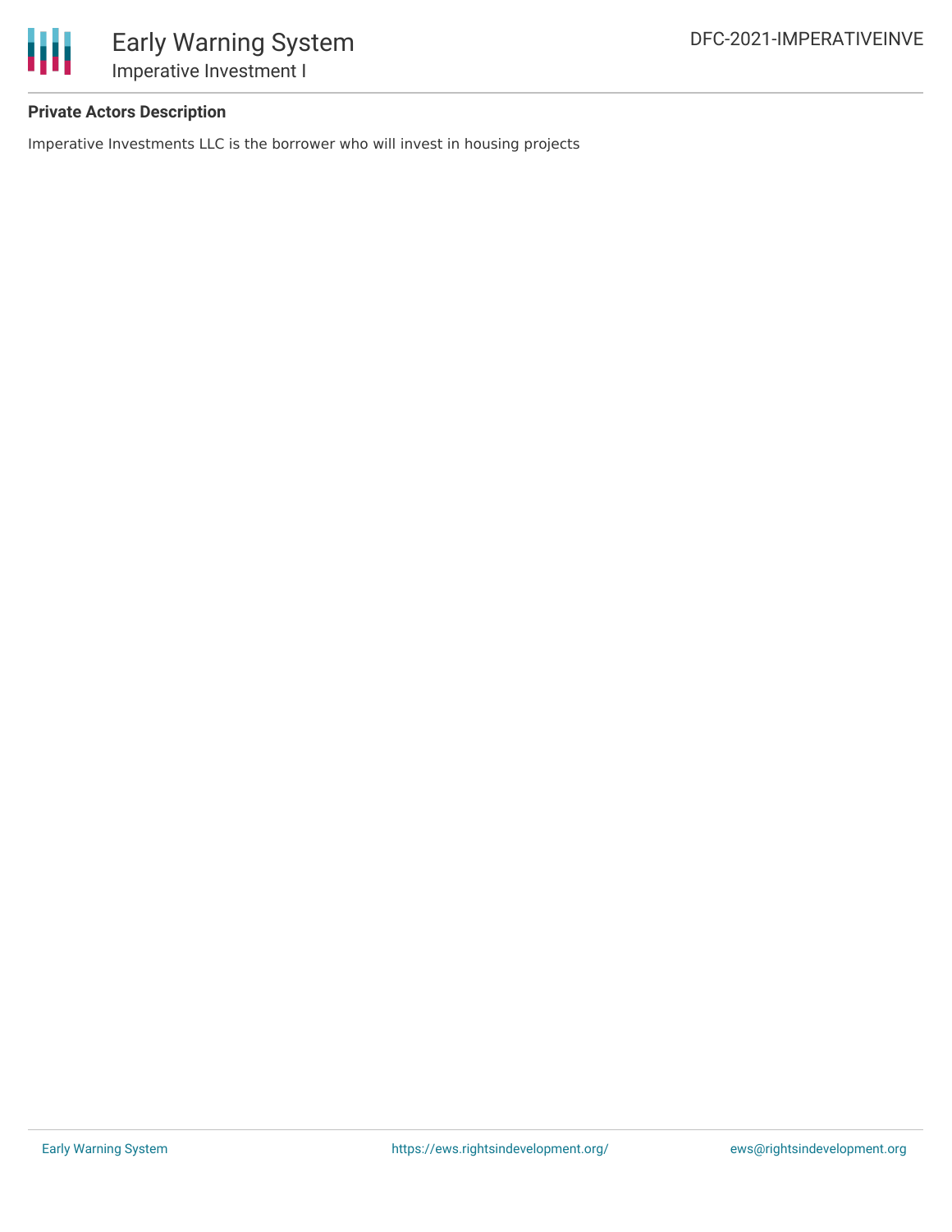**Private Actors Description**

Imperative Investments LLC is the borrower who will invest in housing projects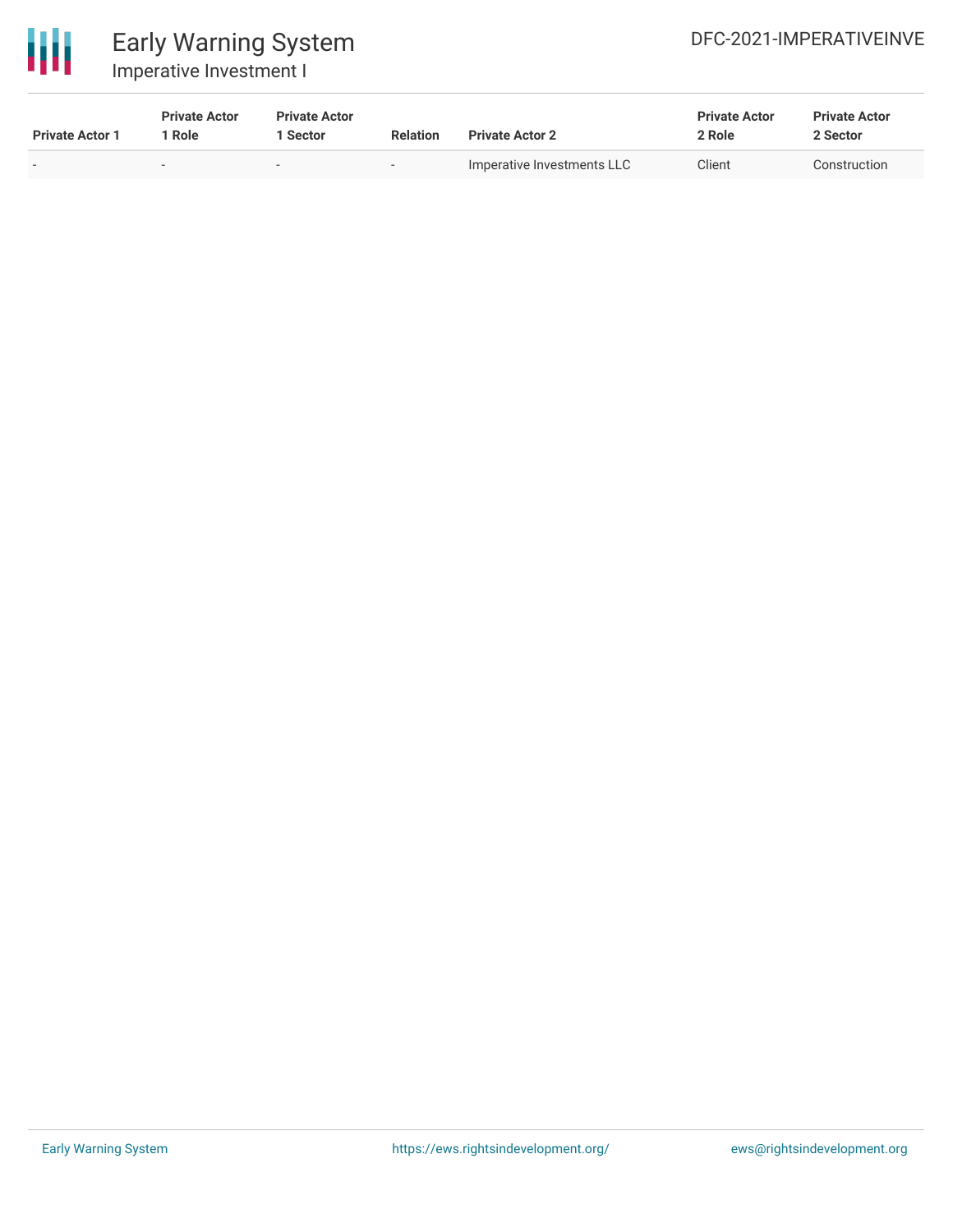| Private Actor 1 | Private Actor 1 Role | Private Actor 1 Sector | Relation | Private Actor 2 | Private Actor 2 Role | Private Actor 2 Sector |
|---|---|---|---|---|---|---|
| - | - | - | - | Imperative Investments LLC | Client | Construction |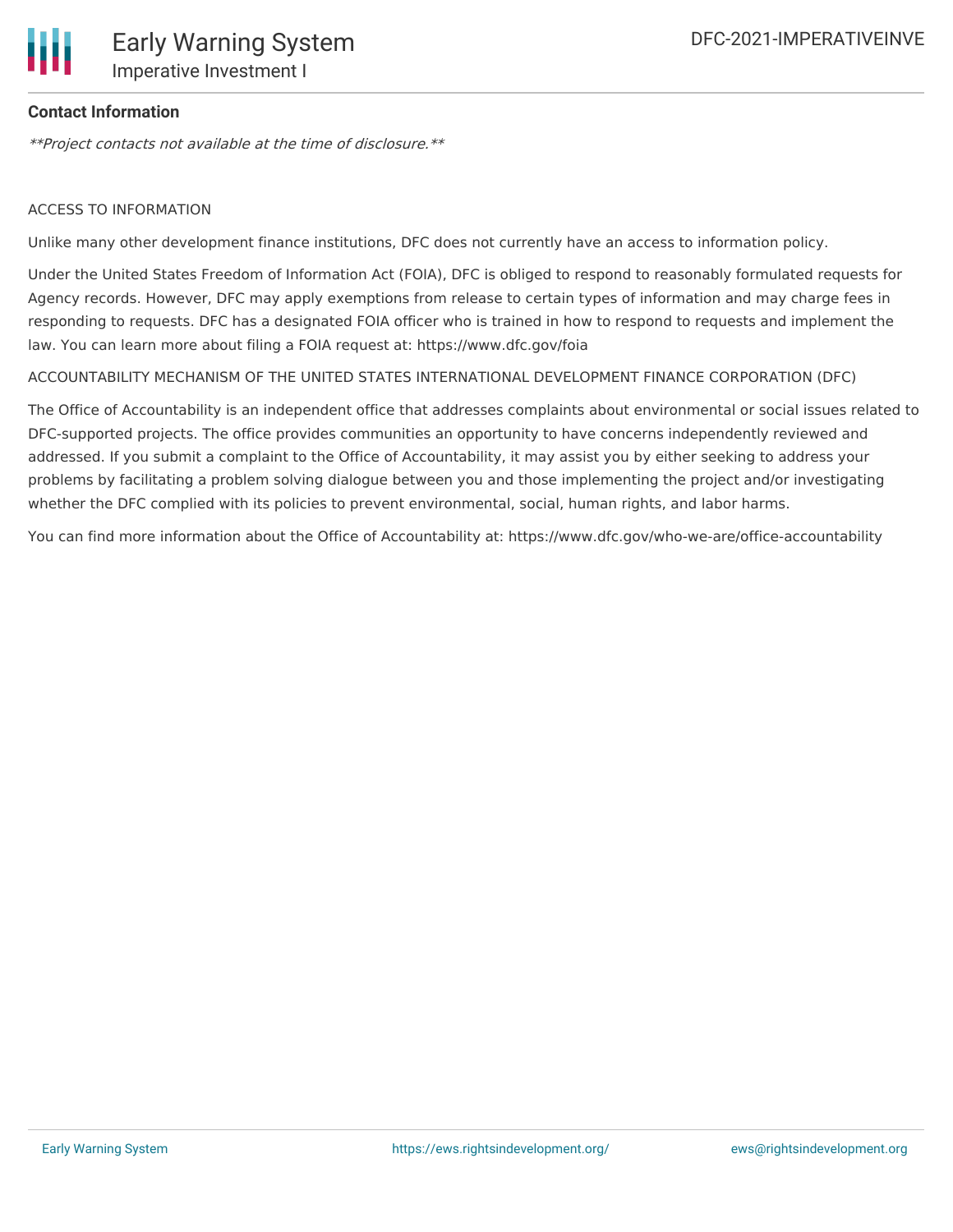**Contact Information**

*\*\*Project contacts not available at the time of disclosure.\*\**

ACCESS TO INFORMATION

Unlike many other development finance institutions, DFC does not currently have an access to information policy.

Under the United States Freedom of Information Act (FOIA), DFC is obliged to respond to reasonably formulated requests for Agency records. However, DFC may apply exemptions from release to certain types of information and may charge fees in responding to requests. DFC has a designated FOIA officer who is trained in how to respond to requests and implement the law. You can learn more about filing a FOIA request at: https://www.dfc.gov/foia

ACCOUNTABILITY MECHANISM OF THE UNITED STATES INTERNATIONAL DEVELOPMENT FINANCE CORPORATION (DFC)

The Office of Accountability is an independent office that addresses complaints about environmental or social issues related to DFC-supported projects. The office provides communities an opportunity to have concerns independently reviewed and addressed. If you submit a complaint to the Office of Accountability, it may assist you by either seeking to address your problems by facilitating a problem solving dialogue between you and those implementing the project and/or investigating whether the DFC complied with its policies to prevent environmental, social, human rights, and labor harms.

You can find more information about the Office of Accountability at: https://www.dfc.gov/who-we-are/office-accountability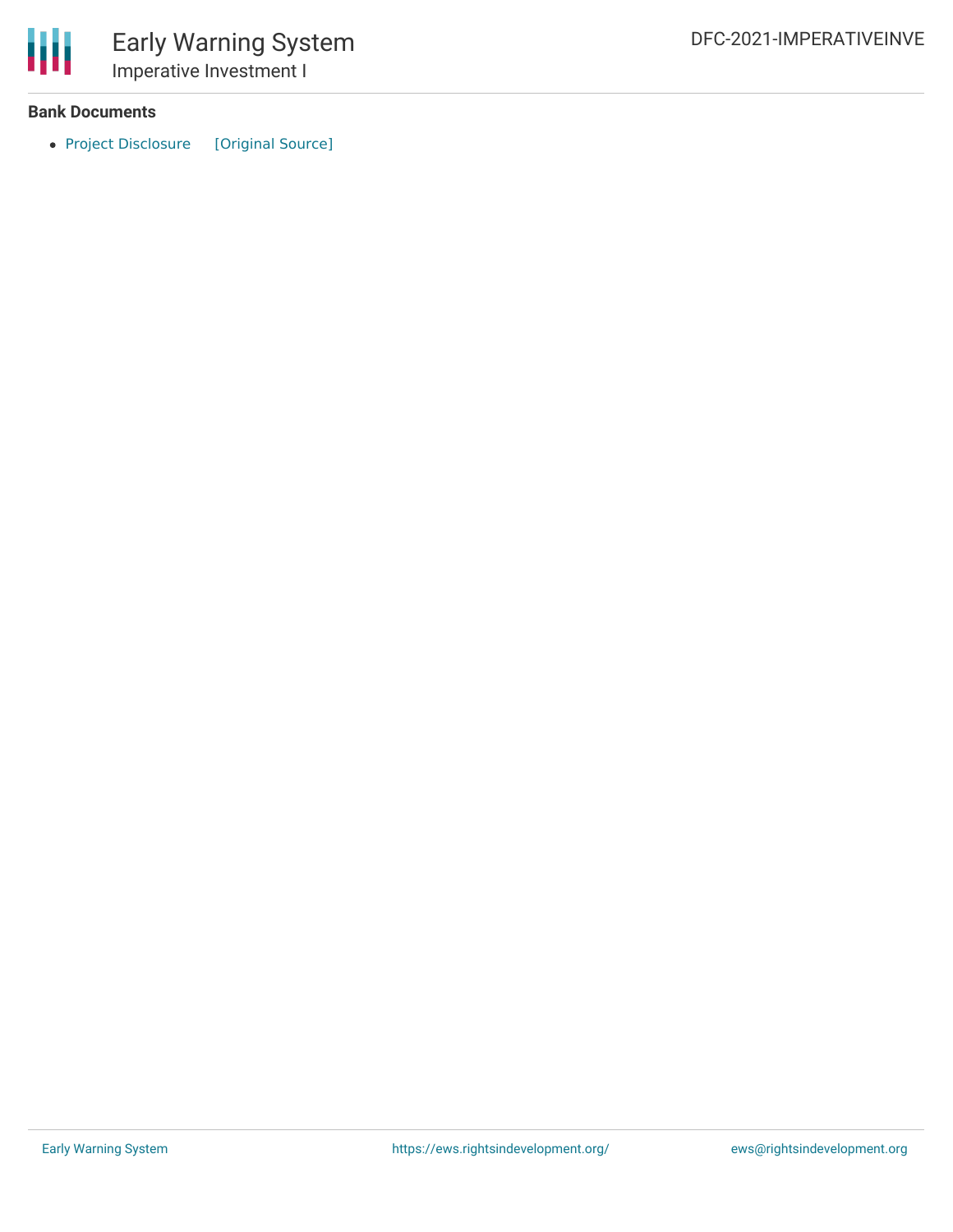### Bank Documents

- Project Disclosure [Original Source]